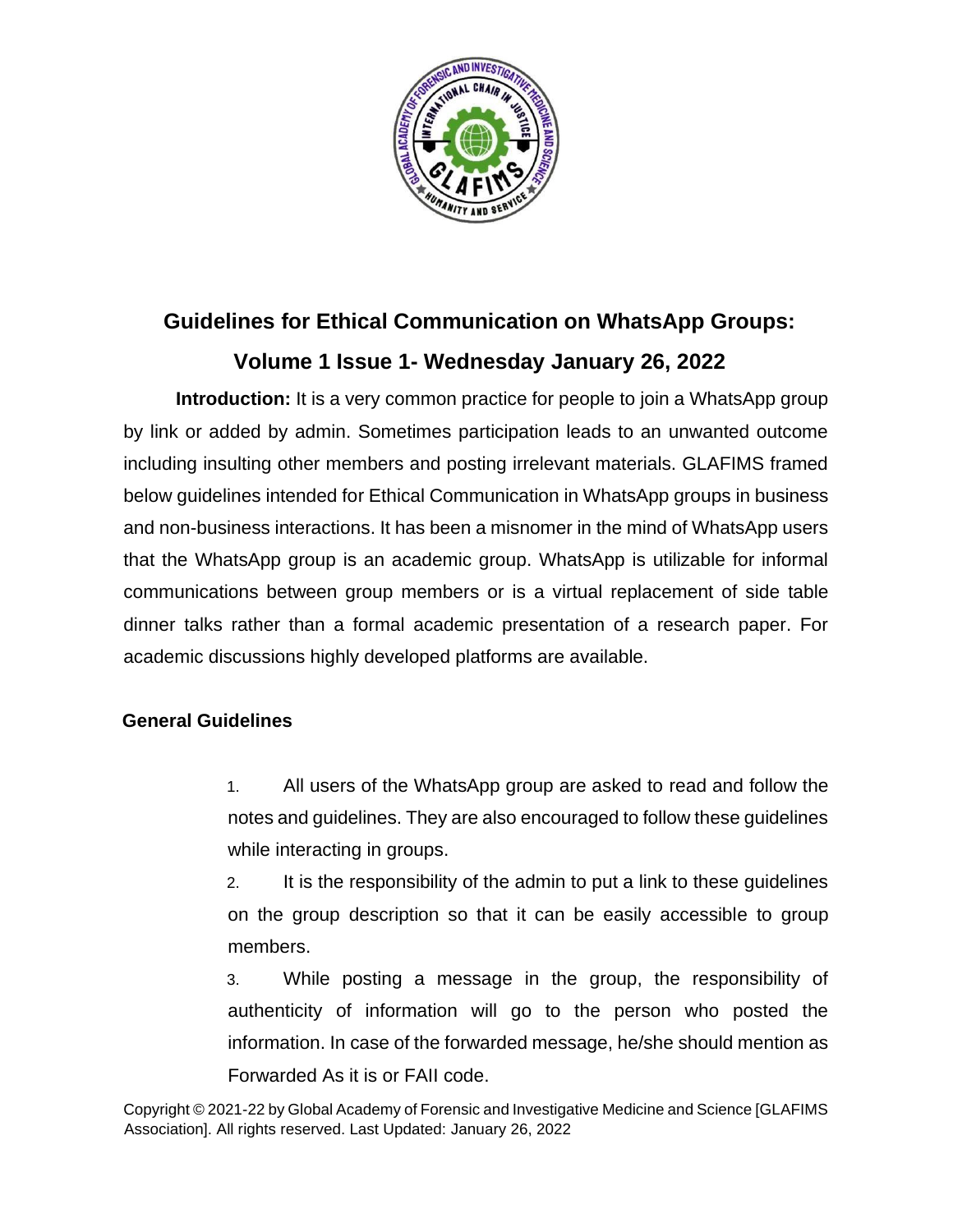# Guidelines for Ethical Communication on WhatsApp Groups:

## Volume 1 Issue 1- Wednesday January 26, 2022

**Introduction:** It is a very common practice for people to join a WhatsApp group by link or added by admin. Sometimes participation leads to an unwanted outcome including insulting other members and posting irrelevant materials. GLAFIMS framed below guidelines intended for Ethical Communication in WhatsApp groups in business and non-business interactions. It has been a misnomer in the mind of WhatsApp users that the WhatsApp group is an academic group. WhatsApp is utilizable for informal communications between group members or is a virtual replacement of side table dinner talks rather than a formal academic presentation of a research paper. For academic discussions highly developed platforms are available.

### General Guidelines

1. All users of the WhatsApp group are asked to read and follow the notes and guidelines. They are also encouraged to follow these guidelines while interacting in groups.
2. It is the responsibility of the admin to put a link to these guidelines on the group description so that it can be easily accessible to group members.
3. While posting a message in the group, the responsibility of authenticity of information will go to the person who posted the information. In case of the forwarded message, he/she should mention as Forwarded As it is or FAII code.

Copyright © 2021-22 by Global Academy of Forensic and Investigative Medicine and Science [GLAFIMS Association]. All rights reserved. Last Updated: January 26, 2022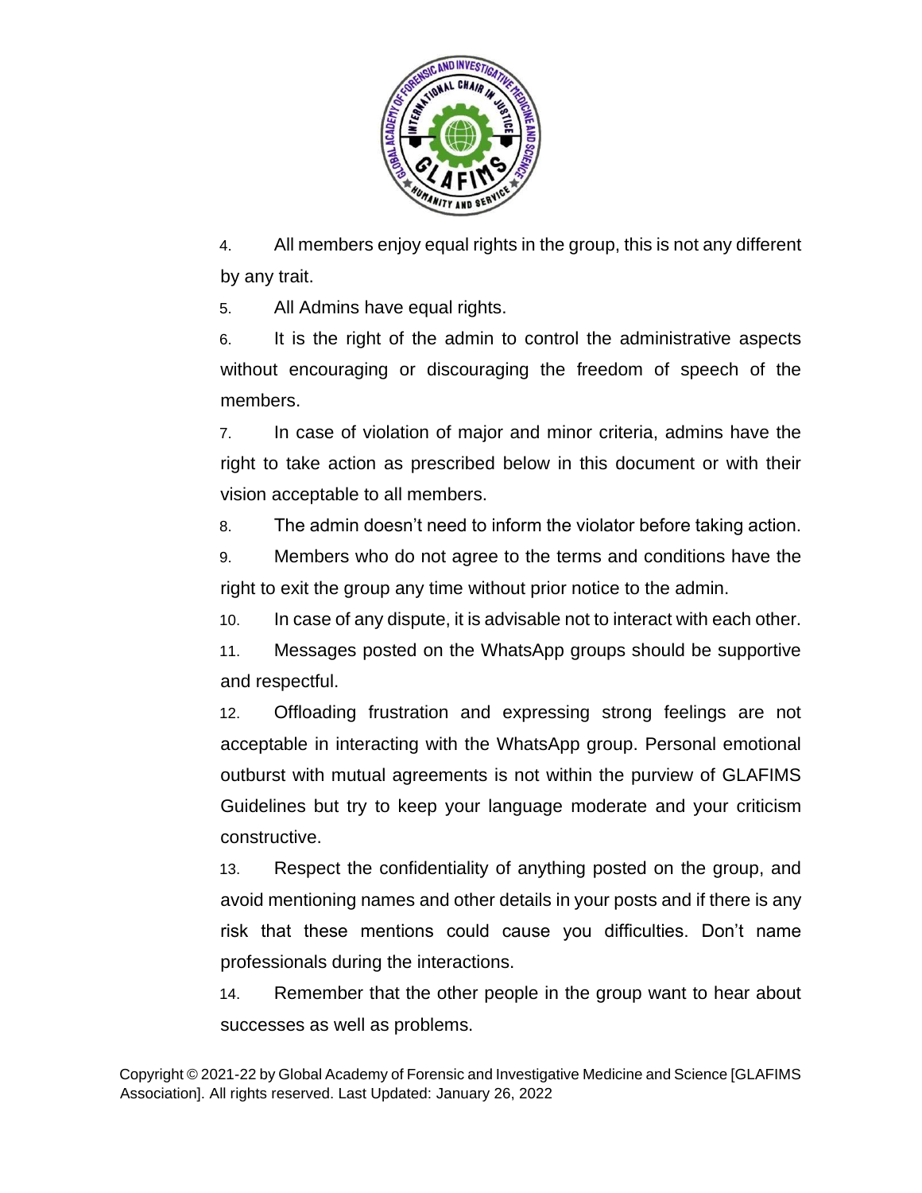4. All members enjoy equal rights in the group, this is not any different by any trait.
5. All Admins have equal rights.
6. It is the right of the admin to control the administrative aspects without encouraging or discouraging the freedom of speech of the members.
7. In case of violation of major and minor criteria, admins have the right to take action as prescribed below in this document or with their vision acceptable to all members.
8. The admin doesn't need to inform the violator before taking action.
9. Members who do not agree to the terms and conditions have the right to exit the group any time without prior notice to the admin.
10. In case of any dispute, it is advisable not to interact with each other.
11. Messages posted on the WhatsApp groups should be supportive and respectful.
12. Offloading frustration and expressing strong feelings are not acceptable in interacting with the WhatsApp group. Personal emotional outburst with mutual agreements is not within the purview of GLAFIMS Guidelines but try to keep your language moderate and your criticism constructive.
13. Respect the confidentiality of anything posted on the group, and avoid mentioning names and other details in your posts and if there is any risk that these mentions could cause you difficulties. Don't name professionals during the interactions.
14. Remember that the other people in the group want to hear about successes as well as problems.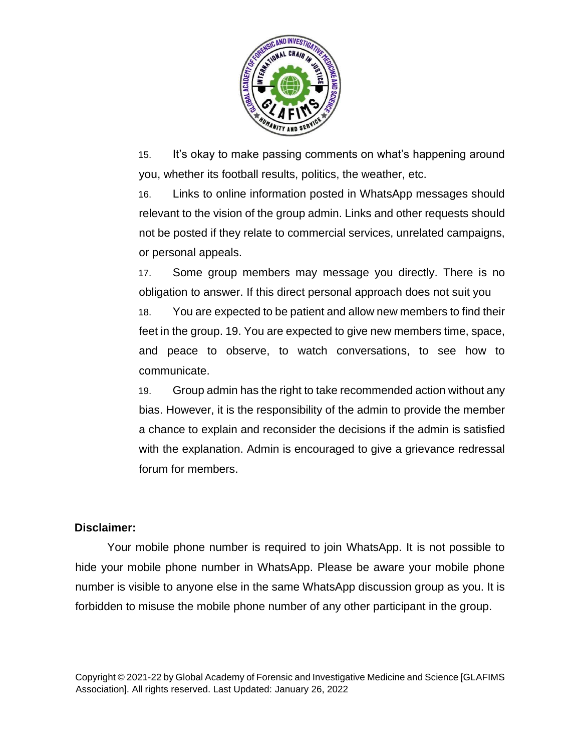15. It's okay to make passing comments on what's happening around you, whether its football results, politics, the weather, etc.

16. Links to online information posted in WhatsApp messages should relevant to the vision of the group admin. Links and other requests should not be posted if they relate to commercial services, unrelated campaigns, or personal appeals.

17. Some group members may message you directly. There is no obligation to answer. If this direct personal approach does not suit you

18. You are expected to be patient and allow new members to find their feet in the group. 19. You are expected to give new members time, space, and peace to observe, to watch conversations, to see how to communicate.

19. Group admin has the right to take recommended action without any bias. However, it is the responsibility of the admin to provide the member a chance to explain and reconsider the decisions if the admin is satisfied with the explanation. Admin is encouraged to give a grievance redressal forum for members.

**Disclaimer:**

Your mobile phone number is required to join WhatsApp. It is not possible to hide your mobile phone number in WhatsApp. Please be aware your mobile phone number is visible to anyone else in the same WhatsApp discussion group as you. It is forbidden to misuse the mobile phone number of any other participant in the group.

Copyright © 2021-22 by Global Academy of Forensic and Investigative Medicine and Science [GLAFIMS Association]. All rights reserved. Last Updated: January 26, 2022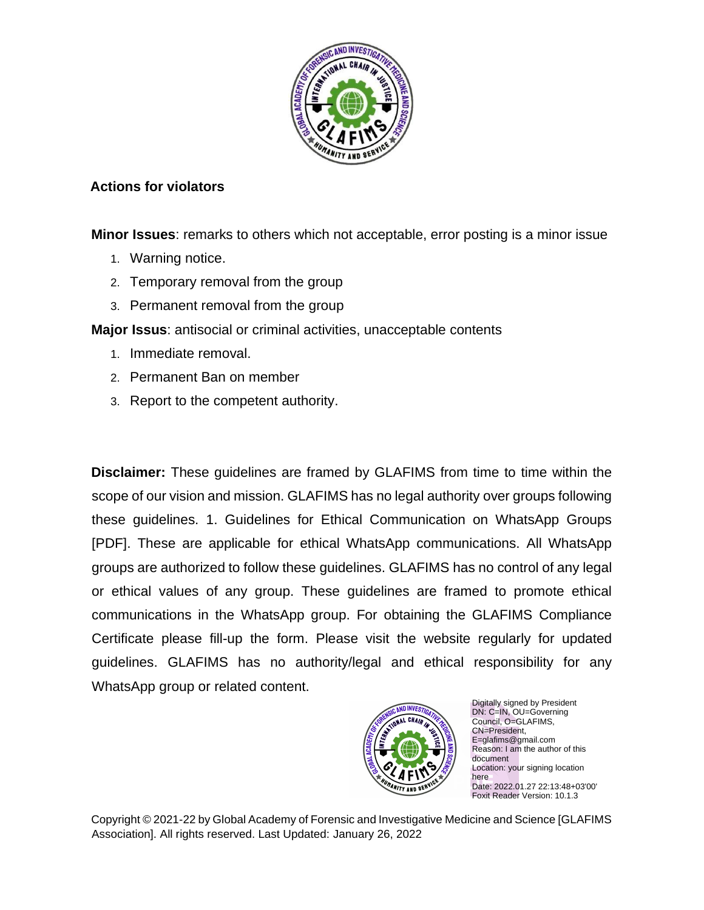## Actions for violators

**Minor Issues**: remarks to others which not acceptable, error posting is a minor issue

1. Warning notice.
2. Temporary removal from the group
3. Permanent removal from the group

**Major Issus**: antisocial or criminal activities, unacceptable contents

1. Immediate removal.
2. Permanent Ban on member
3. Report to the competent authority.

**Disclaimer:** These guidelines are framed by GLAFIMS from time to time within the scope of our vision and mission. GLAFIMS has no legal authority over groups following these guidelines. 1. Guidelines for Ethical Communication on WhatsApp Groups [PDF]. These are applicable for ethical WhatsApp communications. All WhatsApp groups are authorized to follow these guidelines. GLAFIMS has no control of any legal or ethical values of any group. These guidelines are framed to promote ethical communications in the WhatsApp group. For obtaining the GLAFIMS Compliance Certificate please fill-up the form. Please visit the website regularly for updated guidelines. GLAFIMS has no authority/legal and ethical responsibility for any WhatsApp group or related content.

Digitally signed by President
DN: C=IN, OU=Governing Council, O=GLAFIMS, CN=President, E=glafims@gmail.com
Reason: I am the author of this document
Location: your signing location here
Date: 2022.01.27 22:13:48+03'00'
Foxit Reader Version: 10.1.3

Copyright © 2021-22 by Global Academy of Forensic and Investigative Medicine and Science [GLAFIMS Association]. All rights reserved. Last Updated: January 26, 2022